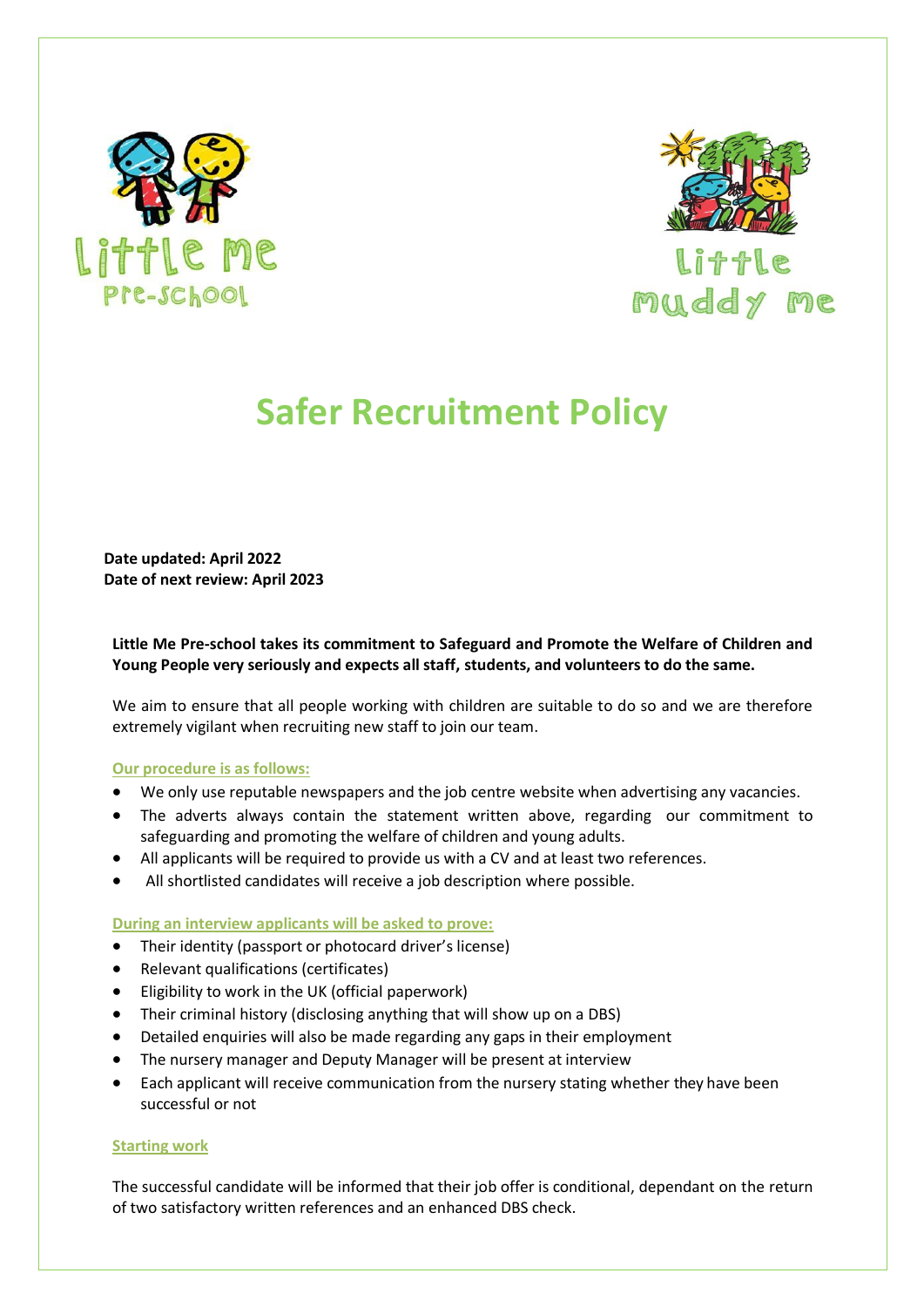Little Me Pre-School

Little Muddy Me

# Safer Recruitment Policy

**Date updated: April 2022**
**Date of next review: April 2023**

**Little Me Pre-school takes its commitment to Safeguard and Promote the Welfare of Children and Young People very seriously and expects all staff, students, and volunteers to do the same.**

We aim to ensure that all people working with children are suitable to do so and we are therefore extremely vigilant when recruiting new staff to join our team.

## Our procedure is as follows:

- We only use reputable newspapers and the job centre website when advertising any vacancies.
- The adverts always contain the statement written above, regarding our commitment to safeguarding and promoting the welfare of children and young adults.
- All applicants will be required to provide us with a CV and at least two references.
- All shortlisted candidates will receive a job description where possible.

## During an interview applicants will be asked to prove:

- Their identity (passport or photocard driver's license)
- Relevant qualifications (certificates)
- Eligibility to work in the UK (official paperwork)
- Their criminal history (disclosing anything that will show up on a DBS)
- Detailed enquiries will also be made regarding any gaps in their employment
- The nursery manager and Deputy Manager will be present at interview
- Each applicant will receive communication from the nursery stating whether they have been successful or not

## Starting work

The successful candidate will be informed that their job offer is conditional, dependant on the return of two satisfactory written references and an enhanced DBS check.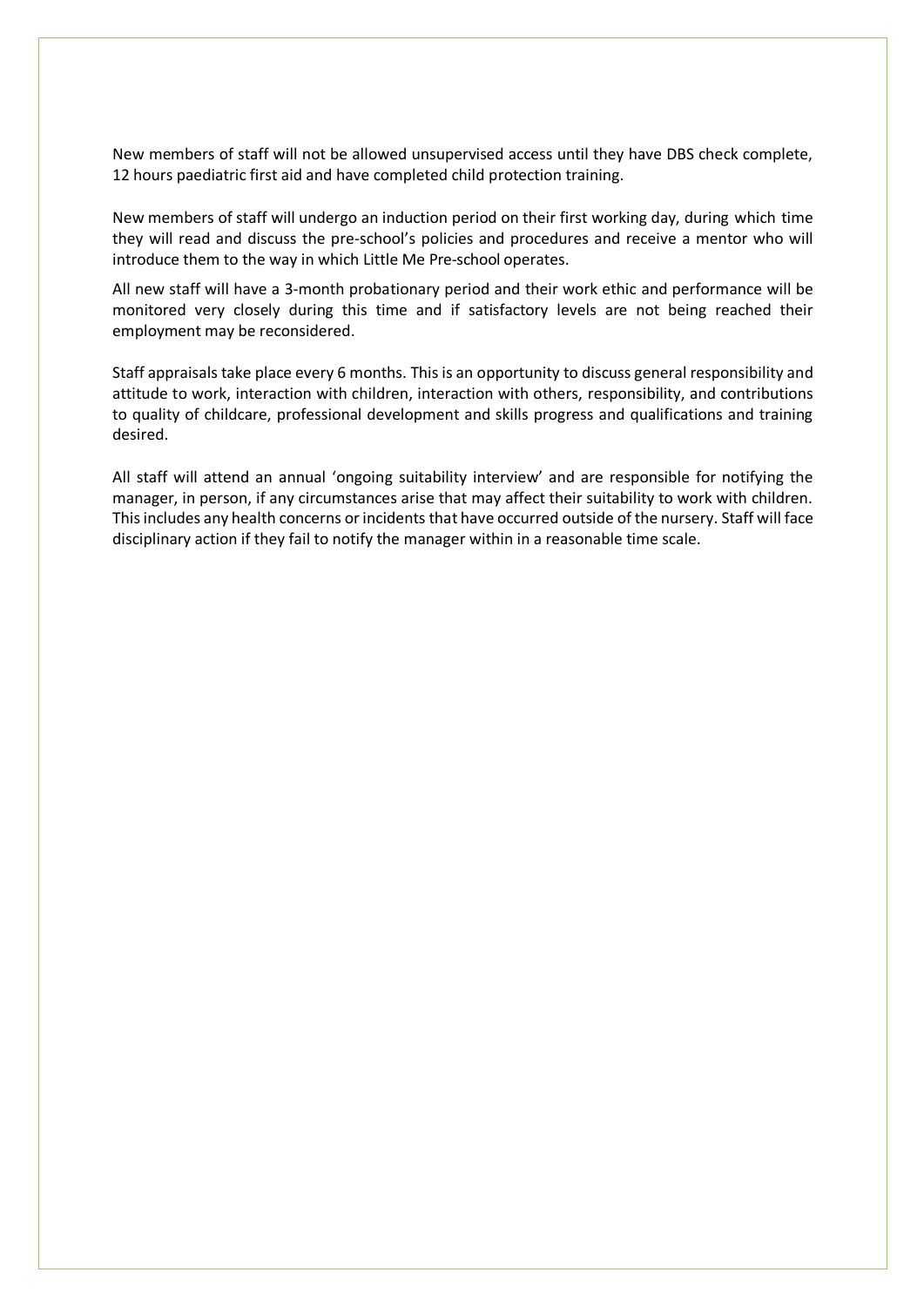New members of staff will not be allowed unsupervised access until they have DBS check complete, 12 hours paediatric first aid and have completed child protection training.

New members of staff will undergo an induction period on their first working day, during which time they will read and discuss the pre-school's policies and procedures and receive a mentor who will introduce them to the way in which Little Me Pre-school operates.

All new staff will have a 3-month probationary period and their work ethic and performance will be monitored very closely during this time and if satisfactory levels are not being reached their employment may be reconsidered.

Staff appraisals take place every 6 months. This is an opportunity to discuss general responsibility and attitude to work, interaction with children, interaction with others, responsibility, and contributions to quality of childcare, professional development and skills progress and qualifications and training desired.

All staff will attend an annual 'ongoing suitability interview' and are responsible for notifying the manager, in person, if any circumstances arise that may affect their suitability to work with children. This includes any health concerns or incidents that have occurred outside of the nursery. Staff will face disciplinary action if they fail to notify the manager within in a reasonable time scale.